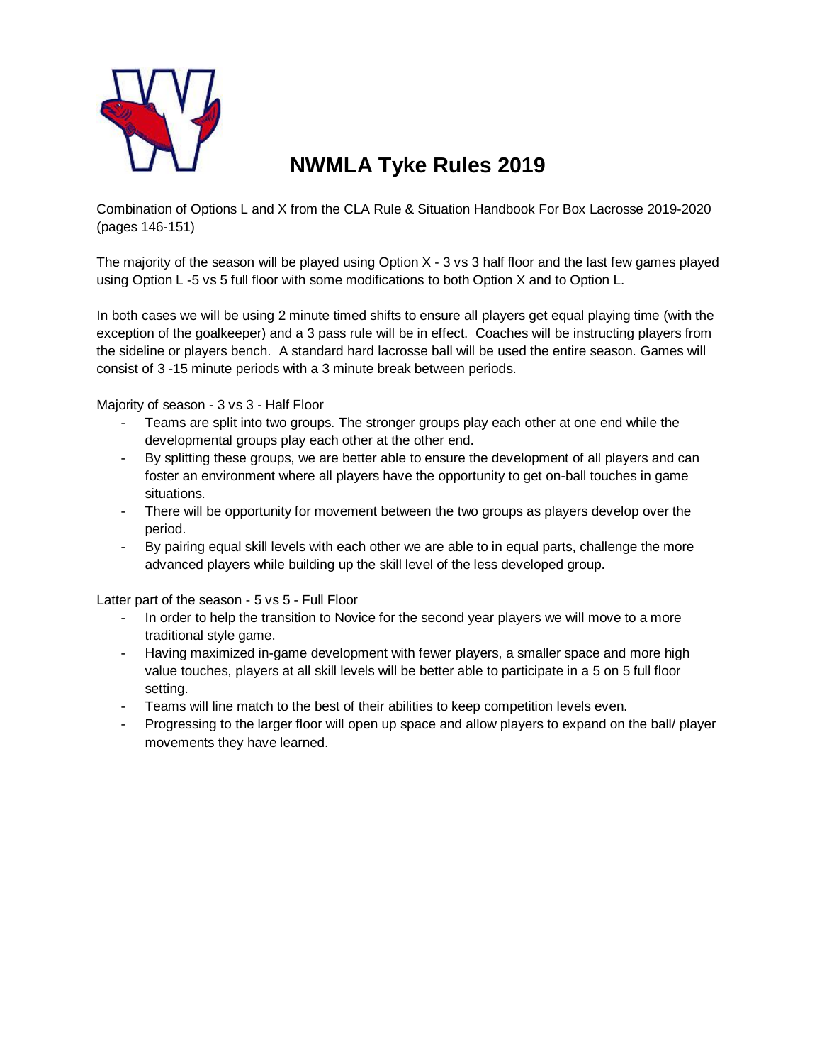# NWMLA Tyke Rules 2019

Combination of Options L and X from the CLA Rule & Situation Handbook For Box Lacrosse 2019-2020 (pages 146-151)

The majority of the season will be played using Option X - 3 vs 3 half floor and the last few games played using Option L -5 vs 5 full floor with some modifications to both Option X and to Option L.

In both cases we will be using 2 minute timed shifts to ensure all players get equal playing time (with the exception of the goalkeeper) and a 3 pass rule will be in effect. Coaches will be instructing players from the sideline or players bench. A standard hard lacrosse ball will be used the entire season. Games will consist of 3 -15 minute periods with a 3 minute break between periods.

Majority of season - 3 vs 3 - Half Floor

- Teams are split into two groups. The stronger groups play each other at one end while the developmental groups play each other at the other end.
- By splitting these groups, we are better able to ensure the development of all players and can foster an environment where all players have the opportunity to get on-ball touches in game situations.
- There will be opportunity for movement between the two groups as players develop over the period.
- By pairing equal skill levels with each other we are able to in equal parts, challenge the more advanced players while building up the skill level of the less developed group.

Latter part of the season - 5 vs 5 - Full Floor

- In order to help the transition to Novice for the second year players we will move to a more traditional style game.
- Having maximized in-game development with fewer players, a smaller space and more high value touches, players at all skill levels will be better able to participate in a 5 on 5 full floor setting.
- Teams will line match to the best of their abilities to keep competition levels even.
- Progressing to the larger floor will open up space and allow players to expand on the ball/ player movements they have learned.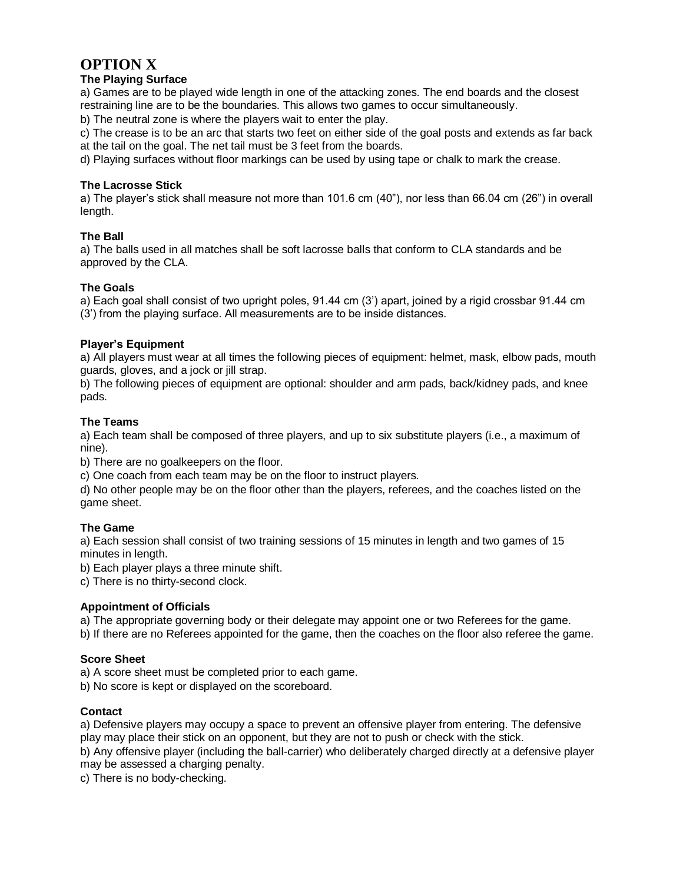# OPTION X

### The Playing Surface

a) Games are to be played wide length in one of the attacking zones. The end boards and the closest restraining line are to be the boundaries. This allows two games to occur simultaneously.

b) The neutral zone is where the players wait to enter the play.

c) The crease is to be an arc that starts two feet on either side of the goal posts and extends as far back at the tail on the goal. The net tail must be 3 feet from the boards.

d) Playing surfaces without floor markings can be used by using tape or chalk to mark the crease.

### The Lacrosse Stick

a) The player's stick shall measure not more than 101.6 cm (40"), nor less than 66.04 cm (26") in overall length.

### The Ball

a) The balls used in all matches shall be soft lacrosse balls that conform to CLA standards and be approved by the CLA.

### The Goals

a) Each goal shall consist of two upright poles, 91.44 cm (3') apart, joined by a rigid crossbar 91.44 cm (3') from the playing surface. All measurements are to be inside distances.

### Player's Equipment

a) All players must wear at all times the following pieces of equipment: helmet, mask, elbow pads, mouth guards, gloves, and a jock or jill strap.

b) The following pieces of equipment are optional: shoulder and arm pads, back/kidney pads, and knee pads.

### The Teams

a) Each team shall be composed of three players, and up to six substitute players (i.e., a maximum of nine).

b) There are no goalkeepers on the floor.

c) One coach from each team may be on the floor to instruct players.

d) No other people may be on the floor other than the players, referees, and the coaches listed on the game sheet.

### The Game

a) Each session shall consist of two training sessions of 15 minutes in length and two games of 15 minutes in length.

b) Each player plays a three minute shift.

c) There is no thirty-second clock.

### Appointment of Officials

a) The appropriate governing body or their delegate may appoint one or two Referees for the game.

b) If there are no Referees appointed for the game, then the coaches on the floor also referee the game.

### Score Sheet

a) A score sheet must be completed prior to each game.

b) No score is kept or displayed on the scoreboard.

### Contact

a) Defensive players may occupy a space to prevent an offensive player from entering. The defensive play may place their stick on an opponent, but they are not to push or check with the stick.

b) Any offensive player (including the ball-carrier) who deliberately charged directly at a defensive player may be assessed a charging penalty.

c) There is no body-checking.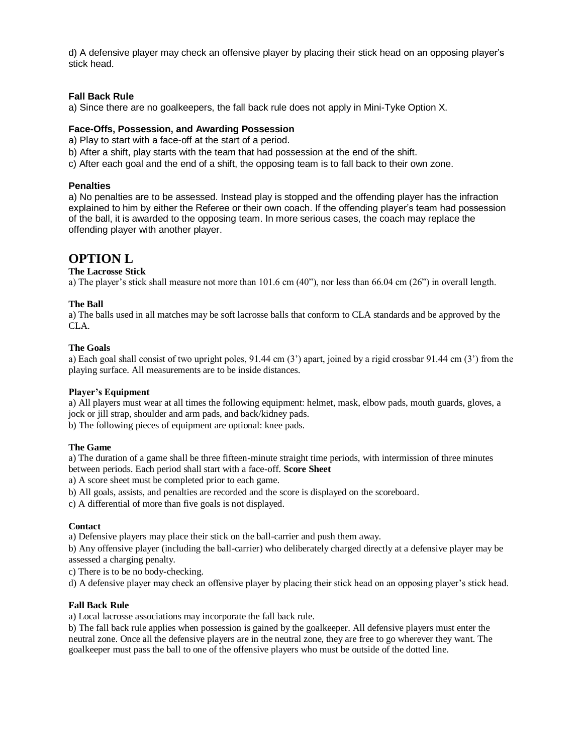d) A defensive player may check an offensive player by placing their stick head on an opposing player's stick head.

### Fall Back Rule

a) Since there are no goalkeepers, the fall back rule does not apply in Mini-Tyke Option X.

### Face-Offs, Possession, and Awarding Possession

a) Play to start with a face-off at the start of a period.

b) After a shift, play starts with the team that had possession at the end of the shift.

c) After each goal and the end of a shift, the opposing team is to fall back to their own zone.

### Penalties

a) No penalties are to be assessed. Instead play is stopped and the offending player has the infraction explained to him by either the Referee or their own coach. If the offending player's team had possession of the ball, it is awarded to the opposing team. In more serious cases, the coach may replace the offending player with another player.

## OPTION L

### The Lacrosse Stick

a) The player's stick shall measure not more than 101.6 cm (40"), nor less than 66.04 cm (26") in overall length.

### The Ball

a) The balls used in all matches may be soft lacrosse balls that conform to CLA standards and be approved by the CLA.

### The Goals

a) Each goal shall consist of two upright poles, 91.44 cm (3') apart, joined by a rigid crossbar 91.44 cm (3') from the playing surface. All measurements are to be inside distances.

### Player's Equipment

a) All players must wear at all times the following equipment: helmet, mask, elbow pads, mouth guards, gloves, a jock or jill strap, shoulder and arm pads, and back/kidney pads.

b) The following pieces of equipment are optional: knee pads.

### The Game

a) The duration of a game shall be three fifteen-minute straight time periods, with intermission of three minutes between periods. Each period shall start with a face-off.

### Score Sheet

a) A score sheet must be completed prior to each game.

b) All goals, assists, and penalties are recorded and the score is displayed on the scoreboard.

c) A differential of more than five goals is not displayed.

### Contact

a) Defensive players may place their stick on the ball-carrier and push them away.

b) Any offensive player (including the ball-carrier) who deliberately charged directly at a defensive player may be assessed a charging penalty.

c) There is to be no body-checking.

d) A defensive player may check an offensive player by placing their stick head on an opposing player's stick head.

### Fall Back Rule

a) Local lacrosse associations may incorporate the fall back rule.

b) The fall back rule applies when possession is gained by the goalkeeper. All defensive players must enter the neutral zone. Once all the defensive players are in the neutral zone, they are free to go wherever they want. The goalkeeper must pass the ball to one of the offensive players who must be outside of the dotted line.